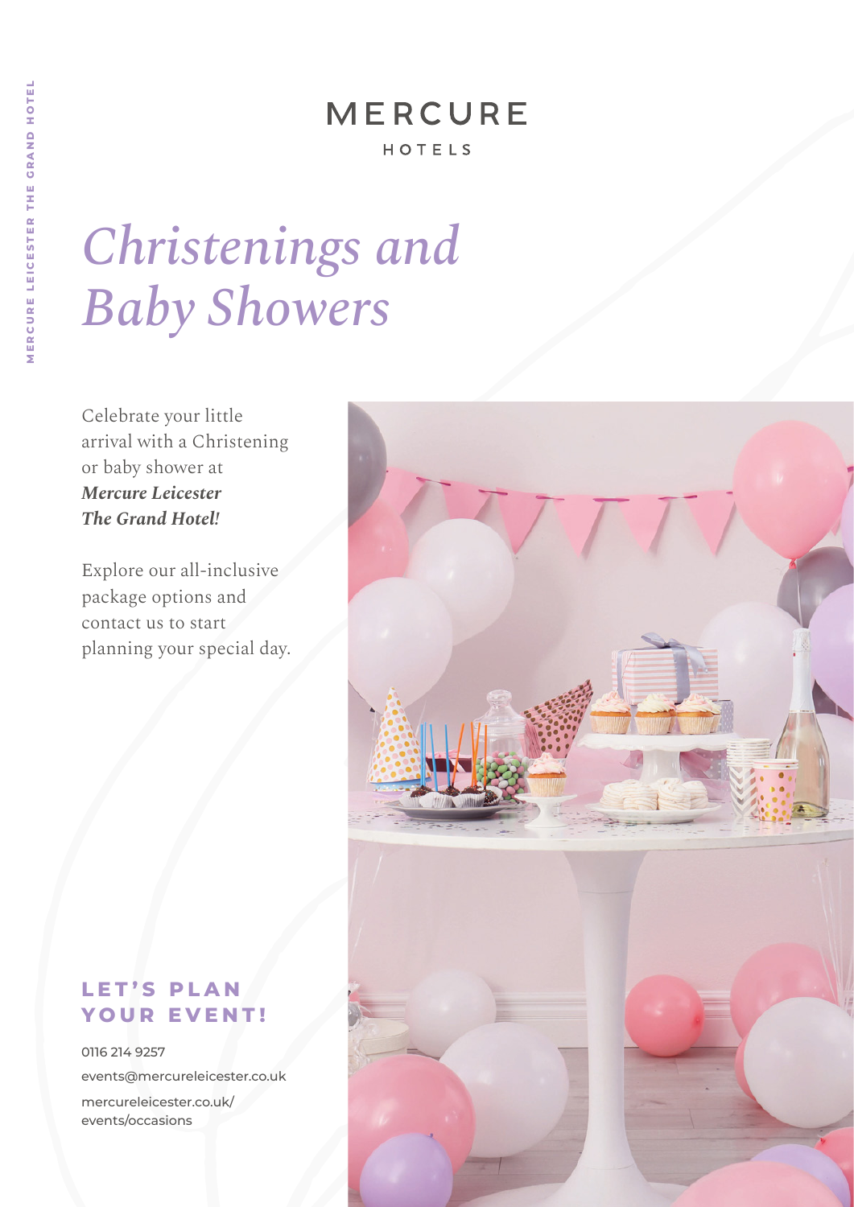MERCURE LEICESTER THE GRAND HOTEL

MERCURE

HOTELS

# *Christenings and Baby Showers*

Celebrate your little arrival with a Christening or baby shower at ***Mercure Leicester The Grand Hotel!***

Explore our all-inclusive package options and contact us to start planning your special day.

## LET'S PLAN YOUR EVENT!

0116 214 9257

events@mercureleicester.co.uk

mercureleicester.co.uk/events/occasions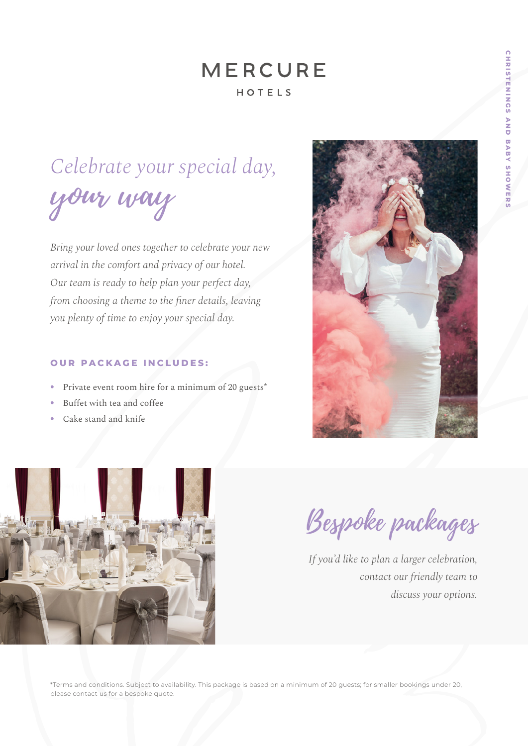MERCURE

HOTELS

CHRISTENINGS AND BABY SHOWERS

# Celebrate your special day, *your way*

*Bring your loved ones together to celebrate your new arrival in the comfort and privacy of our hotel. Our team is ready to help plan your perfect day, from choosing a theme to the finer details, leaving you plenty of time to enjoy your special day.*

### OUR PACKAGE INCLUDES:

- Private event room hire for a minimum of 20 guests*
- Buffet with tea and coffee
- Cake stand and knife

## Bespoke packages

*If you'd like to plan a larger celebration, contact our friendly team to discuss your options.*

*Terms and conditions. Subject to availability. This package is based on a minimum of 20 guests; for smaller bookings under 20, please contact us for a bespoke quote.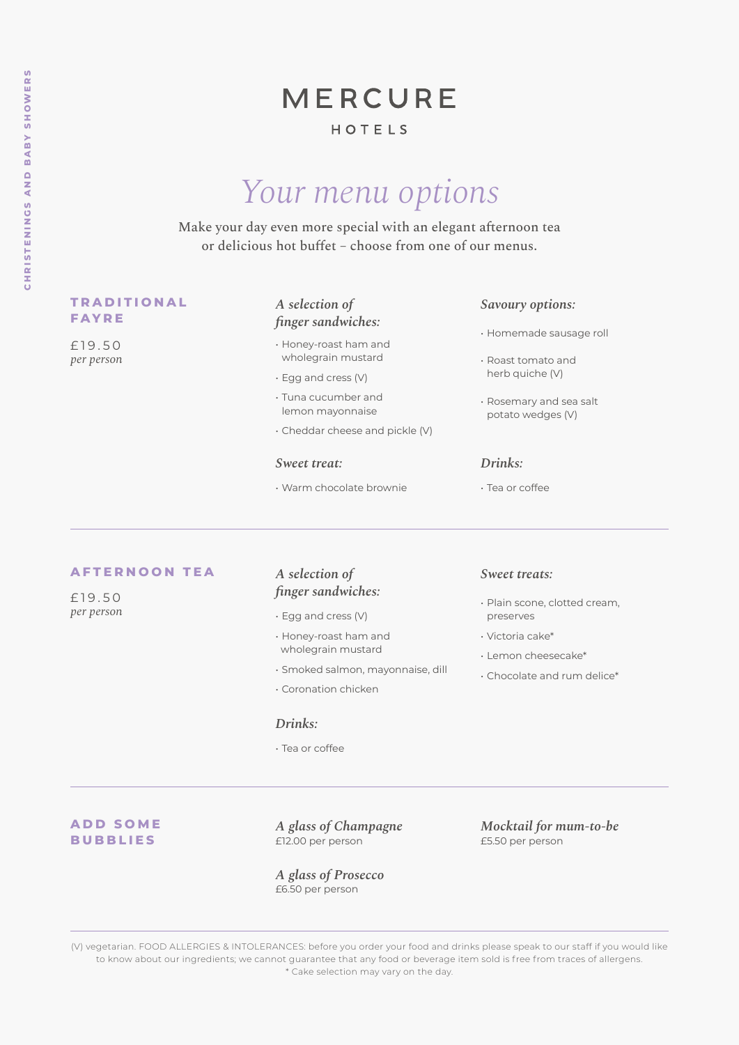# MERCURE

HOTELS

CHRISTENINGS AND BABY SHOWERS

## *Your menu options*

Make your day even more special with an elegant afternoon tea or delicious hot buffet – choose from one of our menus.

### TRADITIONAL FAYRE

£19.50
*per person*

*A selection of finger sandwiches:*

- Honey-roast ham and wholegrain mustard
- Egg and cress (V)
- Tuna cucumber and lemon mayonnaise
- Cheddar cheese and pickle (V)

*Sweet treat:*

- Warm chocolate brownie

*Savoury options:*

- Homemade sausage roll
- Roast tomato and herb quiche (V)
- Rosemary and sea salt potato wedges (V)

*Drinks:*

- Tea or coffee

---

### AFTERNOON TEA

£19.50
*per person*

*A selection of finger sandwiches:*

- Egg and cress (V)
- Honey-roast ham and wholegrain mustard
- Smoked salmon, mayonnaise, dill
- Coronation chicken

*Drinks:*

- Tea or coffee

*Sweet treats:*

- Plain scone, clotted cream, preserves
- Victoria cake*
- Lemon cheesecake*
- Chocolate and rum delice*

---

### ADD SOME BUBBLIES

*A glass of Champagne*
£12.00 per person

*A glass of Prosecco*
£6.50 per person

*Mocktail for mum-to-be*
£5.50 per person

---

(V) vegetarian. FOOD ALLERGIES & INTOLERANCES: before you order your food and drinks please speak to our staff if you would like to know about our ingredients; we cannot guarantee that any food or beverage item sold is free from traces of allergens.
* Cake selection may vary on the day.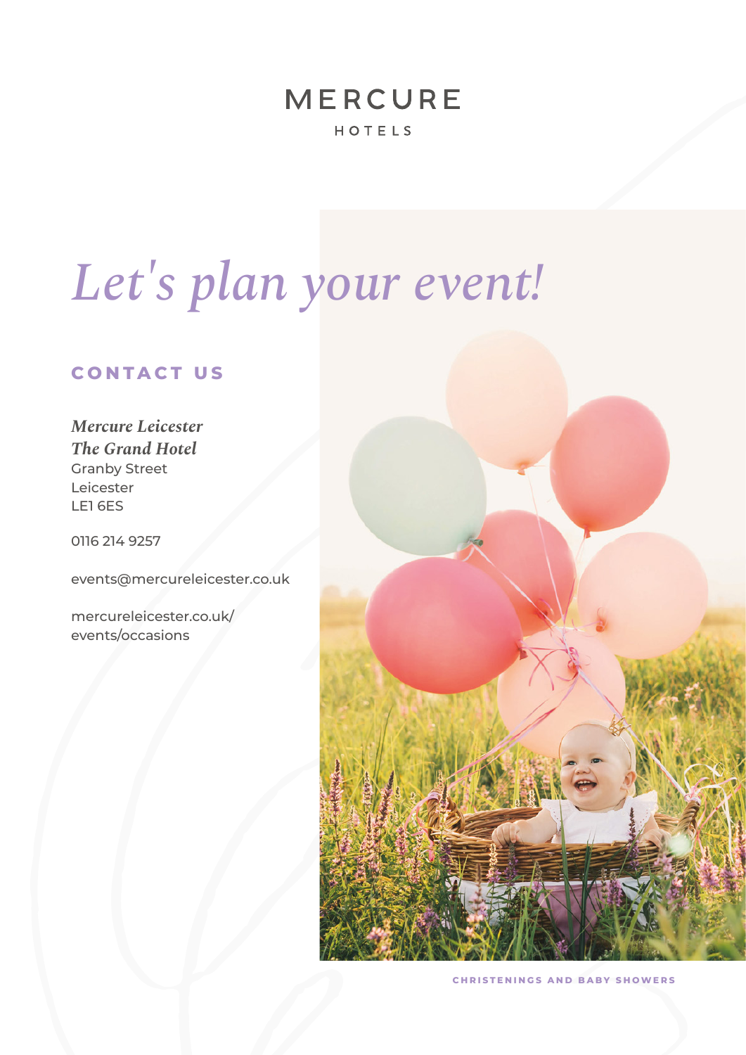MERCURE

HOTELS

# *Let's plan your event!*

## CONTACT US

***Mercure Leicester***
***The Grand Hotel***
Granby Street
Leicester
LE1 6ES

0116 214 9257

events@mercureleicester.co.uk

mercureleicester.co.uk/
events/occasions

CHRISTENINGS AND BABY SHOWERS